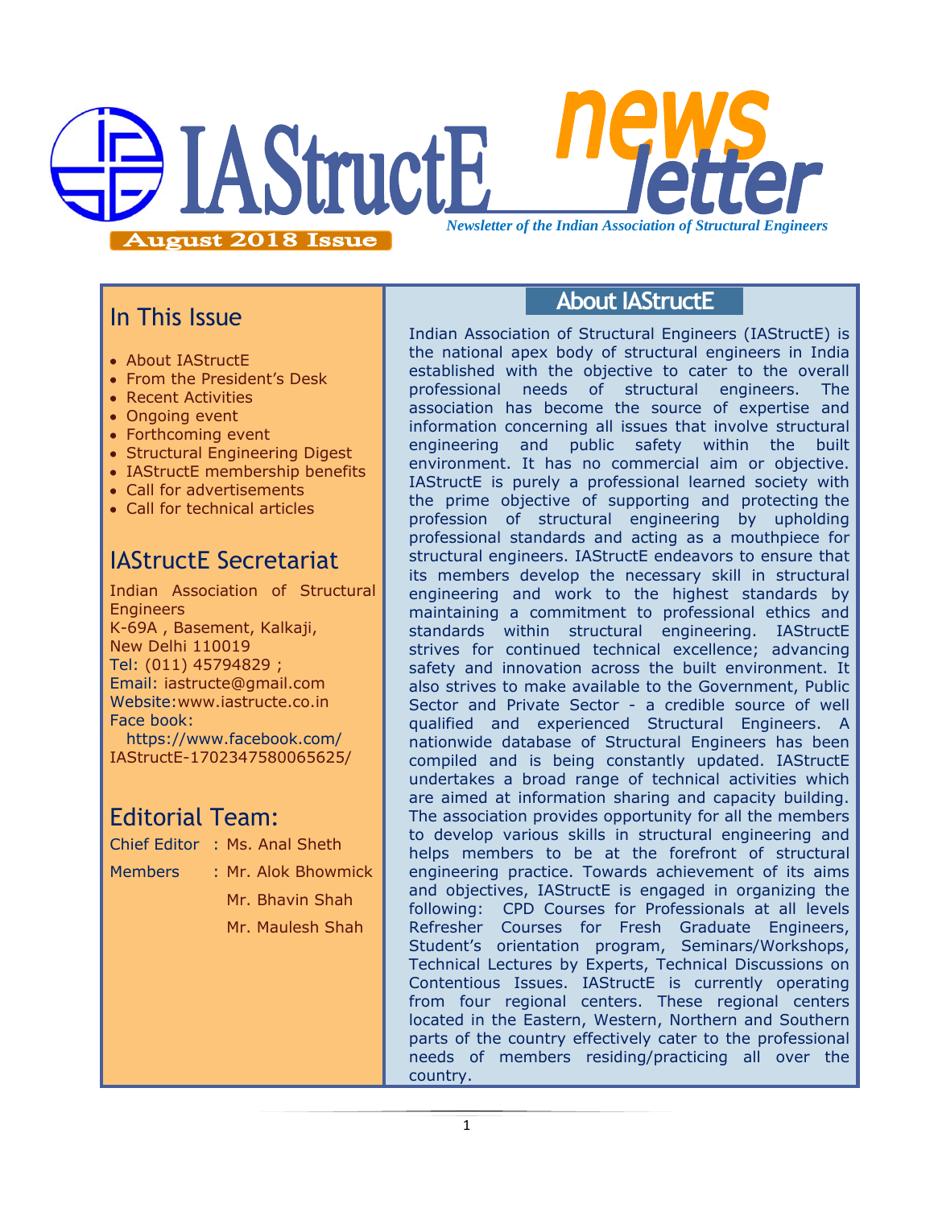# IAStructE newsletter

*Newsletter of the Indian Association of Structural Engineers*

**August 2018 Issue**

## In This Issue

- About IAStructE
- From the President's Desk
- Recent Activities
- Ongoing event
- Forthcoming event
- Structural Engineering Digest
- IAStructE membership benefits
- Call for advertisements
- Call for technical articles

## IAStructE Secretariat

Indian Association of Structural Engineers
K-69A , Basement, Kalkaji,
New Delhi 110019
Tel: (011) 45794829 ;
Email: iastructe@gmail.com
Website:www.iastructe.co.in
Face book:
https://www.facebook.com/IAStructE-1702347580065625/

## Editorial Team:

Chief Editor : Ms. Anal Sheth

Members : Mr. Alok Bhowmick
Mr. Bhavin Shah
Mr. Maulesh Shah

## About IAStructE

Indian Association of Structural Engineers (IAStructE) is the national apex body of structural engineers in India established with the objective to cater to the overall professional needs of structural engineers. The association has become the source of expertise and information concerning all issues that involve structural engineering and public safety within the built environment. It has no commercial aim or objective. IAStructE is purely a professional learned society with the prime objective of supporting and protecting the profession of structural engineering by upholding professional standards and acting as a mouthpiece for structural engineers. IAStructE endeavors to ensure that its members develop the necessary skill in structural engineering and work to the highest standards by maintaining a commitment to professional ethics and standards within structural engineering. IAStructE strives for continued technical excellence; advancing safety and innovation across the built environment. It also strives to make available to the Government, Public Sector and Private Sector - a credible source of well qualified and experienced Structural Engineers. A nationwide database of Structural Engineers has been compiled and is being constantly updated. IAStructE undertakes a broad range of technical activities which are aimed at information sharing and capacity building. The association provides opportunity for all the members to develop various skills in structural engineering and helps members to be at the forefront of structural engineering practice. Towards achievement of its aims and objectives, IAStructE is engaged in organizing the following: CPD Courses for Professionals at all levels Refresher Courses for Fresh Graduate Engineers, Student's orientation program, Seminars/Workshops, Technical Lectures by Experts, Technical Discussions on Contentious Issues. IAStructE is currently operating from four regional centers. These regional centers located in the Eastern, Western, Northern and Southern parts of the country effectively cater to the professional needs of members residing/practicing all over the country.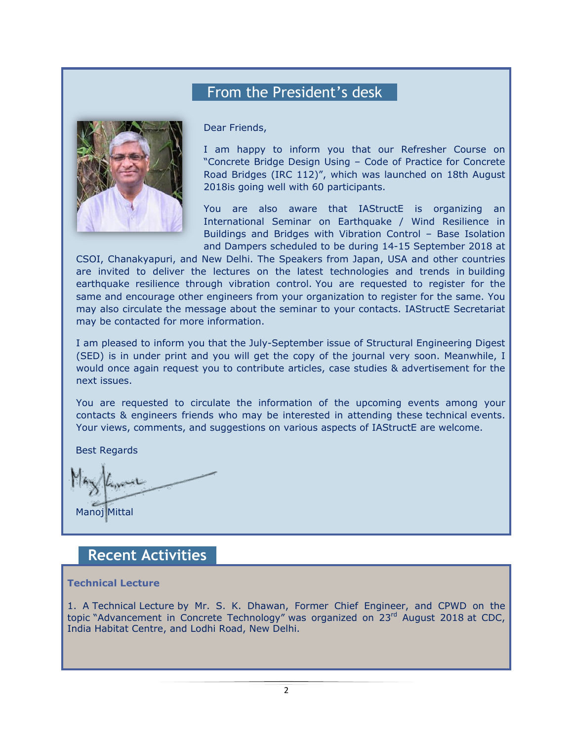## From the President's desk

Dear Friends,

I am happy to inform you that our Refresher Course on "Concrete Bridge Design Using – Code of Practice for Concrete Road Bridges (IRC 112)", which was launched on 18th August 2018is going well with 60 participants.

You are also aware that IAStructE is organizing an International Seminar on Earthquake / Wind Resilience in Buildings and Bridges with Vibration Control – Base Isolation and Dampers scheduled to be during 14-15 September 2018 at CSOI, Chanakyapuri, and New Delhi. The Speakers from Japan, USA and other countries are invited to deliver the lectures on the latest technologies and trends in building earthquake resilience through vibration control. You are requested to register for the same and encourage other engineers from your organization to register for the same. You may also circulate the message about the seminar to your contacts. IAStructE Secretariat may be contacted for more information.

I am pleased to inform you that the July-September issue of Structural Engineering Digest (SED) is in under print and you will get the copy of the journal very soon. Meanwhile, I would once again request you to contribute articles, case studies & advertisement for the next issues.

You are requested to circulate the information of the upcoming events among your contacts & engineers friends who may be interested in attending these technical events. Your views, comments, and suggestions on various aspects of IAStructE are welcome.

Best Regards

Manoj Mittal

## Recent Activities

**Technical Lecture**

1. A Technical Lecture by Mr. S. K. Dhawan, Former Chief Engineer, and CPWD on the topic "Advancement in Concrete Technology" was organized on 23rd August 2018 at CDC, India Habitat Centre, and Lodhi Road, New Delhi.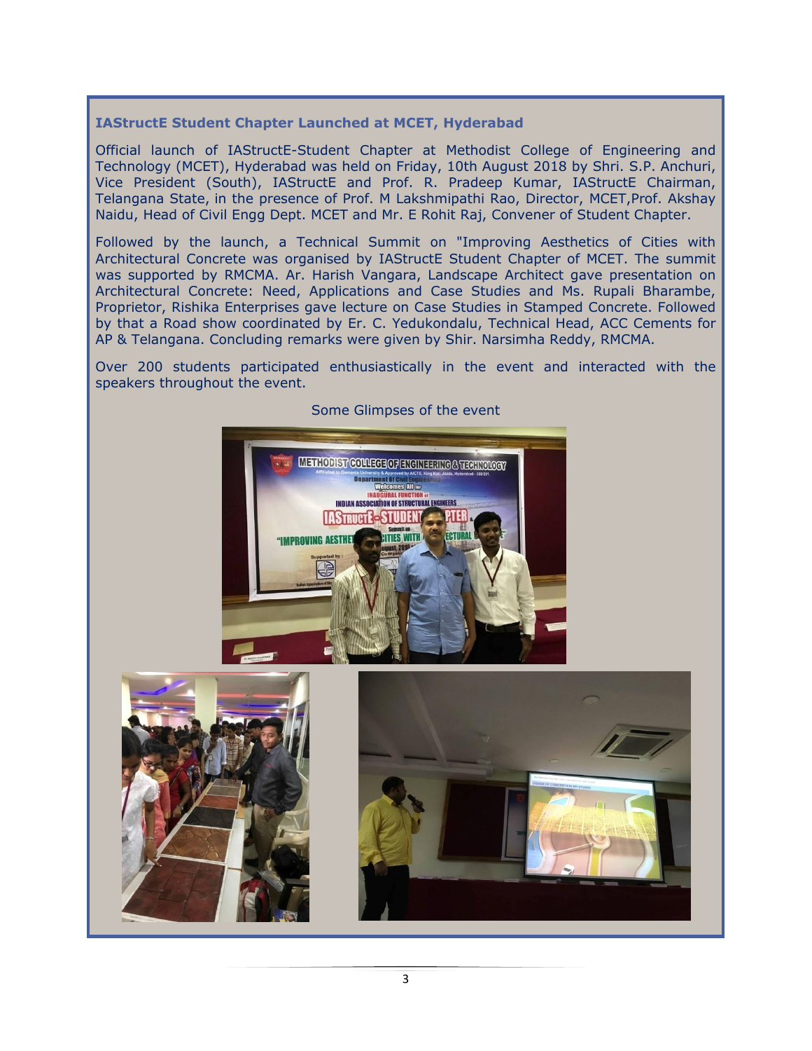### IAStructE Student Chapter Launched at MCET, Hyderabad

Official launch of IAStructE-Student Chapter at Methodist College of Engineering and Technology (MCET), Hyderabad was held on Friday, 10th August 2018 by Shri. S.P. Anchuri, Vice President (South), IAStructE and Prof. R. Pradeep Kumar, IAStructE Chairman, Telangana State, in the presence of Prof. M Lakshmipathi Rao, Director, MCET,Prof. Akshay Naidu, Head of Civil Engg Dept. MCET and Mr. E Rohit Raj, Convener of Student Chapter.

Followed by the launch, a Technical Summit on "Improving Aesthetics of Cities with Architectural Concrete was organised by IAStructE Student Chapter of MCET. The summit was supported by RMCMA. Ar. Harish Vangara, Landscape Architect gave presentation on Architectural Concrete: Need, Applications and Case Studies and Ms. Rupali Bharambe, Proprietor, Rishika Enterprises gave lecture on Case Studies in Stamped Concrete. Followed by that a Road show coordinated by Er. C. Yedukondalu, Technical Head, ACC Cements for AP & Telangana. Concluding remarks were given by Shir. Narsimha Reddy, RMCMA.

Over 200 students participated enthusiastically in the event and interacted with the speakers throughout the event.

Some Glimpses of the event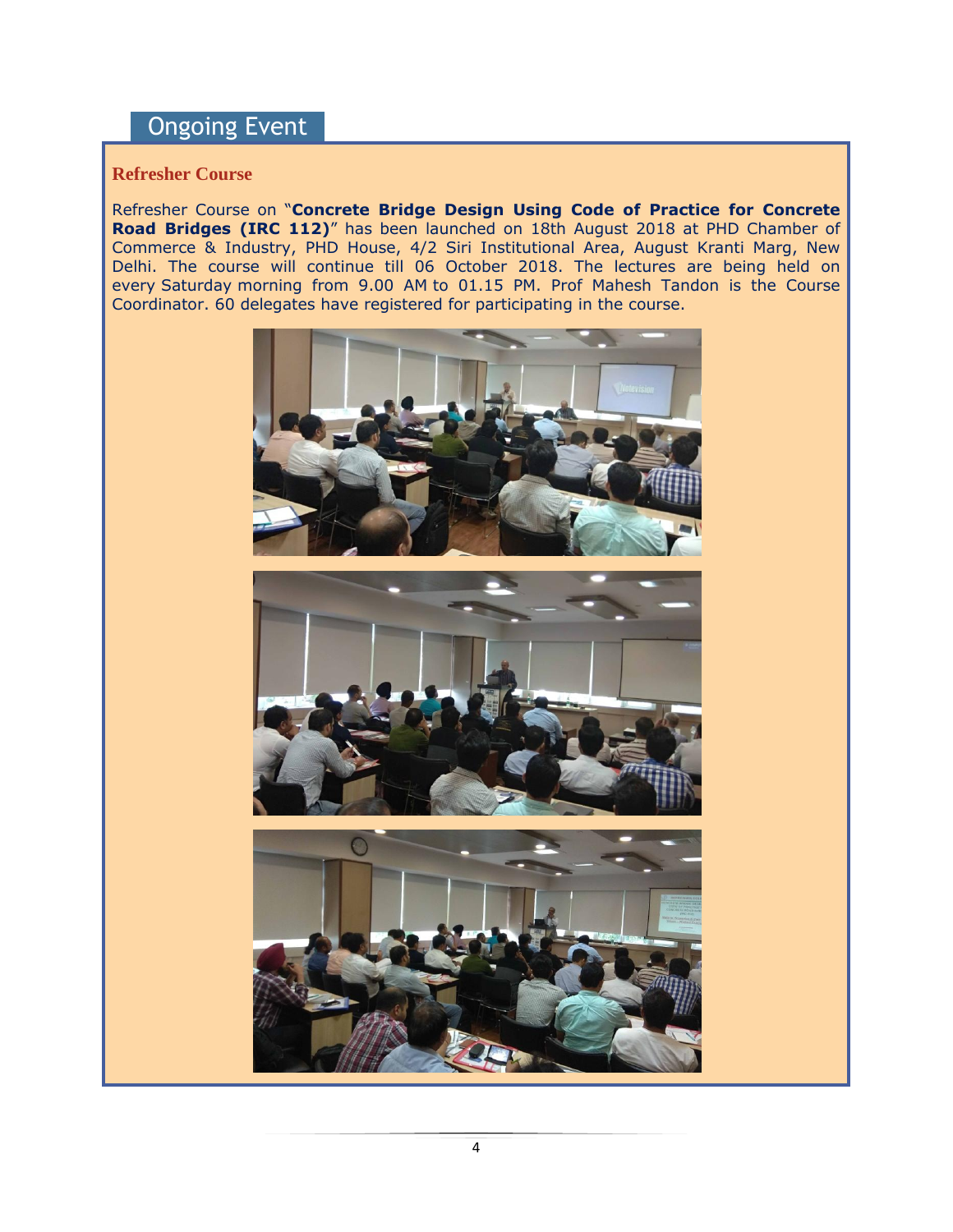## Ongoing Event

### Refresher Course

Refresher Course on "**Concrete Bridge Design Using Code of Practice for Concrete Road Bridges (IRC 112)**" has been launched on 18th August 2018 at PHD Chamber of Commerce & Industry, PHD House, 4/2 Siri Institutional Area, August Kranti Marg, New Delhi. The course will continue till 06 October 2018. The lectures are being held on every Saturday morning from 9.00 AM to 01.15 PM. Prof Mahesh Tandon is the Course Coordinator. 60 delegates have registered for participating in the course.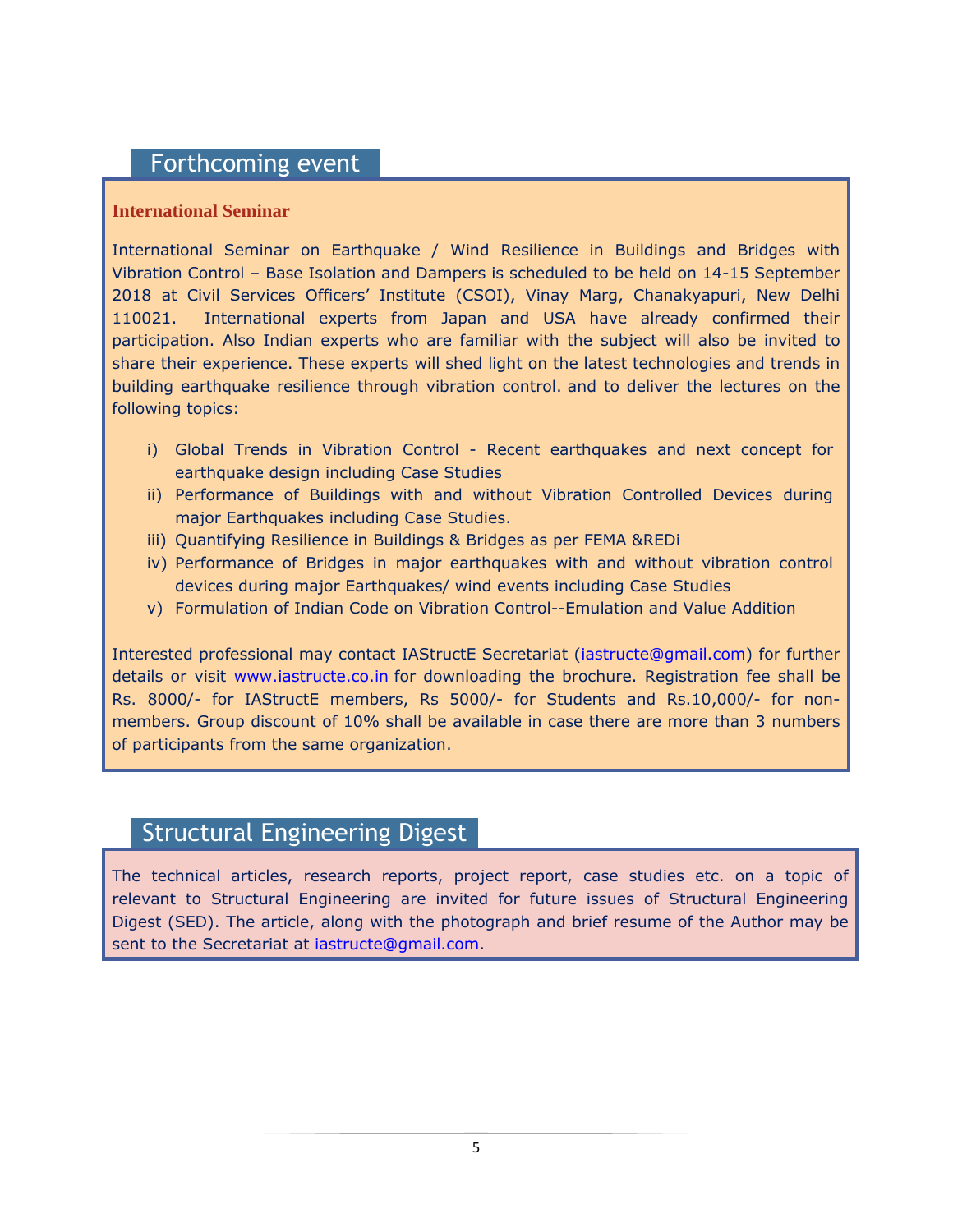## Forthcoming event

### International Seminar

International Seminar on Earthquake / Wind Resilience in Buildings and Bridges with Vibration Control – Base Isolation and Dampers is scheduled to be held on 14-15 September 2018 at Civil Services Officers' Institute (CSOI), Vinay Marg, Chanakyapuri, New Delhi 110021. International experts from Japan and USA have already confirmed their participation. Also Indian experts who are familiar with the subject will also be invited to share their experience. These experts will shed light on the latest technologies and trends in building earthquake resilience through vibration control. and to deliver the lectures on the following topics:

i) Global Trends in Vibration Control - Recent earthquakes and next concept for earthquake design including Case Studies
ii) Performance of Buildings with and without Vibration Controlled Devices during major Earthquakes including Case Studies.
iii) Quantifying Resilience in Buildings & Bridges as per FEMA &REDi
iv) Performance of Bridges in major earthquakes with and without vibration control devices during major Earthquakes/ wind events including Case Studies
v) Formulation of Indian Code on Vibration Control--Emulation and Value Addition

Interested professional may contact IAStructE Secretariat (iastructe@gmail.com) for further details or visit www.iastructe.co.in for downloading the brochure. Registration fee shall be Rs. 8000/- for IAStructE members, Rs 5000/- for Students and Rs.10,000/- for non-members. Group discount of 10% shall be available in case there are more than 3 numbers of participants from the same organization.

## Structural Engineering Digest

The technical articles, research reports, project report, case studies etc. on a topic of relevant to Structural Engineering are invited for future issues of Structural Engineering Digest (SED). The article, along with the photograph and brief resume of the Author may be sent to the Secretariat at iastructe@gmail.com.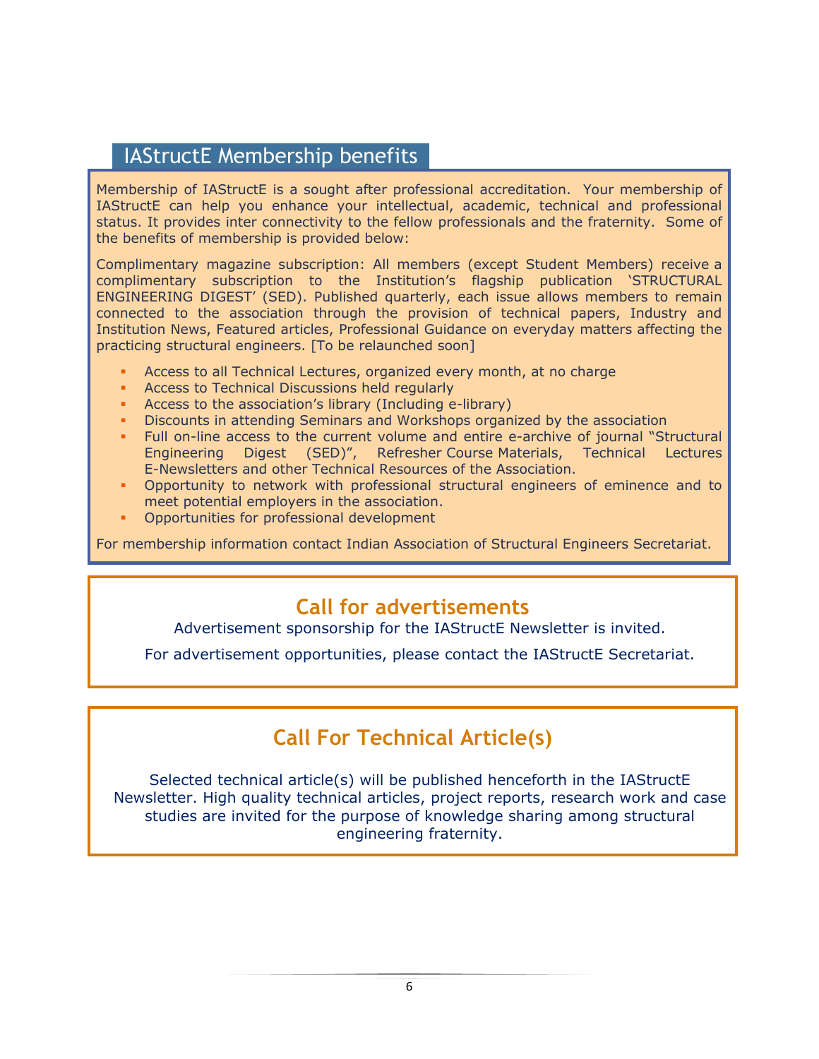## IAStructE Membership benefits

Membership of IAStructE is a sought after professional accreditation. Your membership of IAStructE can help you enhance your intellectual, academic, technical and professional status. It provides inter connectivity to the fellow professionals and the fraternity. Some of the benefits of membership is provided below:

Complimentary magazine subscription: All members (except Student Members) receive a complimentary subscription to the Institution's flagship publication 'STRUCTURAL ENGINEERING DIGEST' (SED). Published quarterly, each issue allows members to remain connected to the association through the provision of technical papers, Industry and Institution News, Featured articles, Professional Guidance on everyday matters affecting the practicing structural engineers. [To be relaunched soon]

- Access to all Technical Lectures, organized every month, at no charge
- Access to Technical Discussions held regularly
- Access to the association's library (Including e-library)
- Discounts in attending Seminars and Workshops organized by the association
- Full on-line access to the current volume and entire e-archive of journal "Structural Engineering Digest (SED)", Refresher Course Materials, Technical Lectures E-Newsletters and other Technical Resources of the Association.
- Opportunity to network with professional structural engineers of eminence and to meet potential employers in the association.
- Opportunities for professional development

For membership information contact Indian Association of Structural Engineers Secretariat.

## Call for advertisements

Advertisement sponsorship for the IAStructE Newsletter is invited.

For advertisement opportunities, please contact the IAStructE Secretariat.

## Call For Technical Article(s)

Selected technical article(s) will be published henceforth in the IAStructE Newsletter. High quality technical articles, project reports, research work and case studies are invited for the purpose of knowledge sharing among structural engineering fraternity.